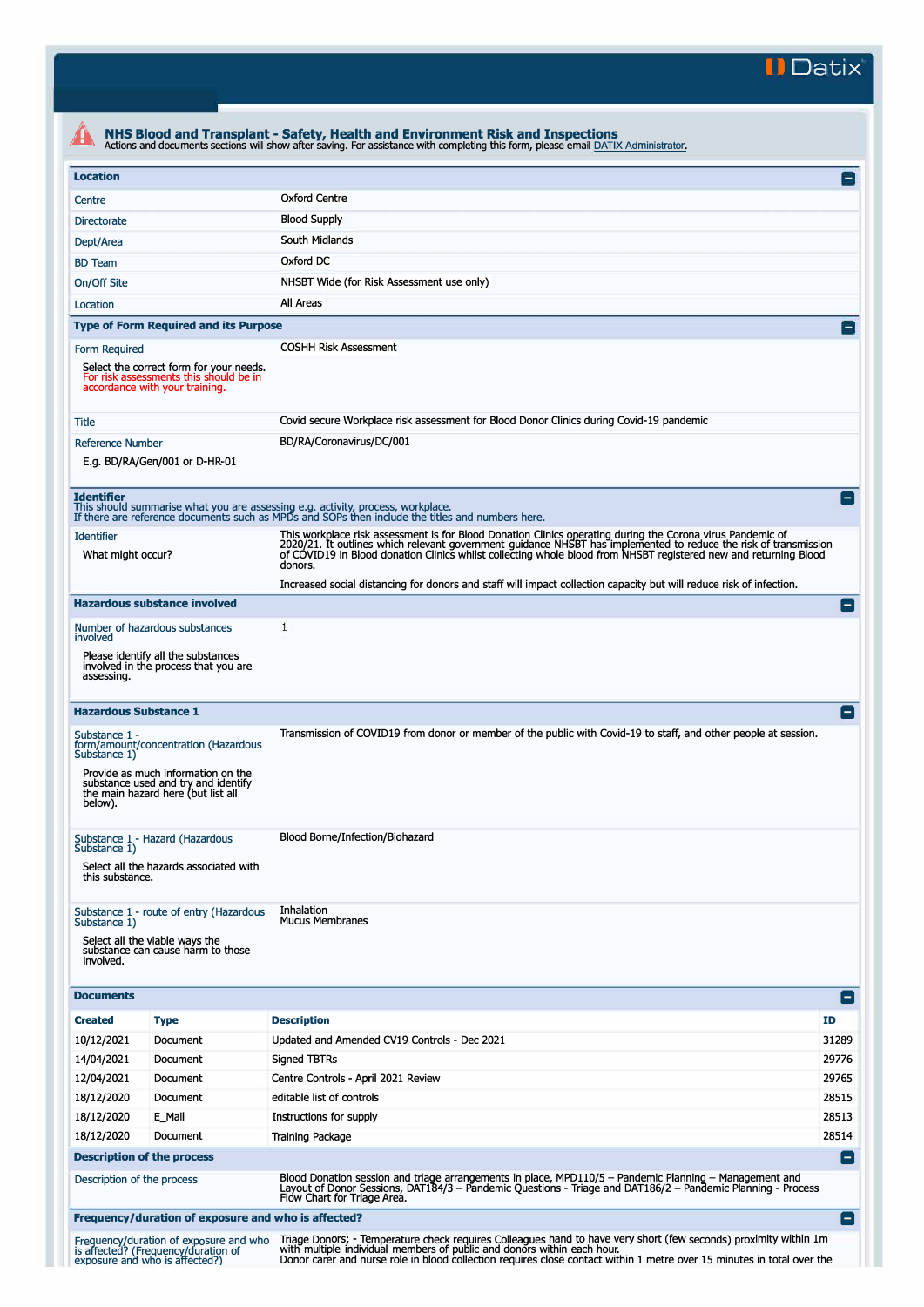Datix

## NHS Blood and Transplant - Safety, Health and Environment Risk and Inspections

Actions and documents sections will show after saving. For assistance with completing this form, please email DATIX Administrator.

### Location

| | |
|---|---|
| Centre | Oxford Centre |
| Directorate | Blood Supply |
| Dept/Area | South Midlands |
| BD Team | Oxford DC |
| On/Off Site | NHSBT Wide (for Risk Assessment use only) |
| Location | All Areas |

### Type of Form Required and its Purpose

| | |
|---|---|
| Form Required<br>Select the correct form for your needs. For risk assessments this should be in accordance with your training. | COSHH Risk Assessment |
| Title | Covid secure Workplace risk assessment for Blood Donor Clinics during Covid-19 pandemic |
| Reference Number<br>E.g. BD/RA/Gen/001 or D-HR-01 | BD/RA/Coronavirus/DC/001 |

### Identifier

This should summarise what you are assessing e.g. activity, process, workplace.
If there are reference documents such as MPDs and SOPs then include the titles and numbers here.

| | |
|---|---|
| Identifier<br>What might occur? | This workplace risk assessment is for Blood Donation Clinics operating during the Corona virus Pandemic of 2020/21. It outlines which relevant government guidance NHSBT has implemented to reduce the risk of transmission of COVID19 in Blood donation Clinics whilst collecting whole blood from NHSBT registered new and returning Blood donors.<br><br>Increased social distancing for donors and staff will impact collection capacity but will reduce risk of infection. |

### Hazardous substance involved

| | |
|---|---|
| Number of hazardous substances involved<br>Please identify all the substances involved in the process that you are assessing. | 1 |

### Hazardous Substance 1

| | |
|---|---|
| Substance 1 - form/amount/concentration (Hazardous Substance 1)<br>Provide as much information on the substance used and try and identify the main hazard here (but list all below). | Transmission of COVID19 from donor or member of the public with Covid-19 to staff, and other people at session. |
| Substance 1 - Hazard (Hazardous Substance 1)<br>Select all the hazards associated with this substance. | Blood Borne/Infection/Biohazard |
| Substance 1 - route of entry (Hazardous Substance 1)<br>Select all the viable ways the substance can cause harm to those involved. | Inhalation<br>Mucus Membranes |

### Documents

| Created | Type | Description | ID |
|---|---|---|---|
| 10/12/2021 | Document | Updated and Amended CV19 Controls - Dec 2021 | 31289 |
| 14/04/2021 | Document | Signed TBTRs | 29776 |
| 12/04/2021 | Document | Centre Controls - April 2021 Review | 29765 |
| 18/12/2020 | Document | editable list of controls | 28515 |
| 18/12/2020 | E_Mail | Instructions for supply | 28513 |
| 18/12/2020 | Document | Training Package | 28514 |

### Description of the process

| | |
|---|---|
| Description of the process | Blood Donation session and triage arrangements in place, MPD110/5 – Pandemic Planning – Management and Layout of Donor Sessions, DAT184/3 – Pandemic Questions - Triage and DAT186/2 – Pandemic Planning - Process Flow Chart for Triage Area. |

### Frequency/duration of exposure and who is affected?

| | |
|---|---|
| Frequency/duration of exposure and who is affected? (Frequency/duration of exposure and who is affected?) | Triage Donors; - Temperature check requires Colleagues hand to have very short (few seconds) proximity within 1m with multiple individual members of public and donors within each hour.<br>Donor carer and nurse role in blood collection requires close contact within 1 metre over 15 minutes in total over the |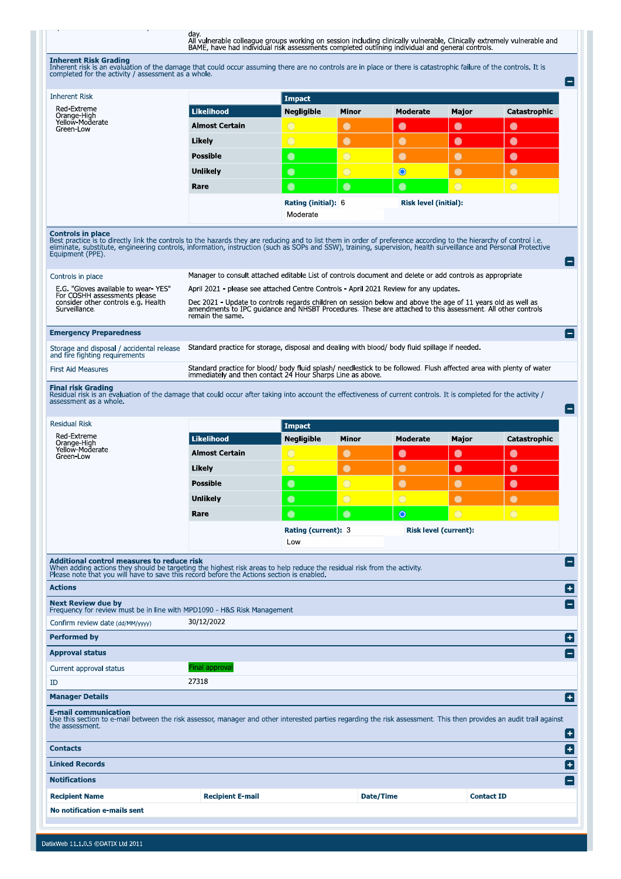day.
All vulnerable colleague groups working on session including clinically vulnerable, Clinically extremely vulnerable and BAME, have had individual risk assessments completed outlining individual and general controls.

## Inherent Risk Grading

Inherent risk is an evaluation of the damage that could occur assuming there are no controls are in place or there is catastrophic failure of the controls. It is completed for the activity / assessment as a whole.

**Inherent Risk**

Red-Extreme
Orange-High
Yellow-Moderate
Green-Low

| | Impact | | | | |
|---|---|---|---|---|---|
| **Likelihood** | **Negligible** | **Minor** | **Moderate** | **Major** | **Catastrophic** |
| **Almost Certain** | Yellow | Orange | Red | Red | Red |
| **Likely** | Yellow | Orange | Orange | Red | Red |
| **Possible** | Green | Yellow | Orange | Orange | Red |
| **Unlikely** | Green | Yellow | Yellow (selected) | Orange | Orange |
| **Rare** | Green | Green | Green | Yellow | Yellow |

**Rating (initial):** 6 **Risk level (initial):** Moderate

## Controls in place

Best practice is to directly link the controls to the hazards they are reducing and to list them in order of preference according to the hierarchy of control i.e. eliminate, substitute, engineering controls, information, instruction (such as SOPs and SSW), training, supervision, health surveillance and Personal Protective Equipment (PPE).

| | |
|---|---|
| Controls in place<br><br>E.G. "Gloves available to wear- YES" For COSHH assessments please consider other controls e.g. Health Surveillance. | Manager to consult attached editable List of controls document and delete or add controls as appropriate<br><br>April 2021 - please see attached Centre Controls - April 2021 Review for any updates.<br><br>Dec 2021 - Update to controls regards children on session below and above the age of 11 years old as well as amendments to IPC guidance and NHSBT Procedures. These are attached to this assessment. All other controls remain the same. |

## Emergency Preparedness

| | |
|---|---|
| Storage and disposal / accidental release and fire fighting requirements | Standard practice for storage, disposal and dealing with blood/ body fluid spillage if needed. |
| First Aid Measures | Standard practice for blood/ body fluid splash/ needlestick to be followed. Flush affected area with plenty of water immediately and then contact 24 Hour Sharps Line as above. |

## Final risk Grading

Residual risk is an evaluation of the damage that could occur after taking into account the effectiveness of current controls. It is completed for the activity / assessment as a whole.

**Residual Risk**

Red-Extreme
Orange-High
Yellow-Moderate
Green-Low

| | Impact | | | | |
|---|---|---|---|---|---|
| **Likelihood** | **Negligible** | **Minor** | **Moderate** | **Major** | **Catastrophic** |
| **Almost Certain** | Yellow | Orange | Red | Red | Red |
| **Likely** | Yellow | Orange | Orange | Red | Red |
| **Possible** | Green | Yellow | Orange | Orange | Red |
| **Unlikely** | Green | Yellow | Yellow | Orange | Orange |
| **Rare** | Green | Green | Green (selected) | Yellow | Yellow |

**Rating (current):** 3 **Risk level (current):** Low

## Additional control measures to reduce risk

When adding actions they should be targeting the highest risk areas to help reduce the residual risk from the activity.
Please note that you will have to save this record before the Actions section is enabled.

## Actions

## Next Review due by

Frequency for review must be in line with MPD1090 - H&S Risk Management

| | |
|---|---|
| Confirm review date (dd/MM/yyyy) | 30/12/2022 |

## Performed by

## Approval status

| | |
|---|---|
| Current approval status | Final approval |
| ID | 27318 |

## Manager Details

## E-mail communication

Use this section to e-mail between the risk assessor, manager and other interested parties regarding the risk assessment. This then provides an audit trail against the assessment.

## Contacts

## Linked Records

## Notifications

| Recipient Name | Recipient E-mail | Date/Time | Contact ID |
|---|---|---|---|
| No notification e-mails sent | | | |

DatixWeb 11.1.0.5 ©DATIX Ltd 2011